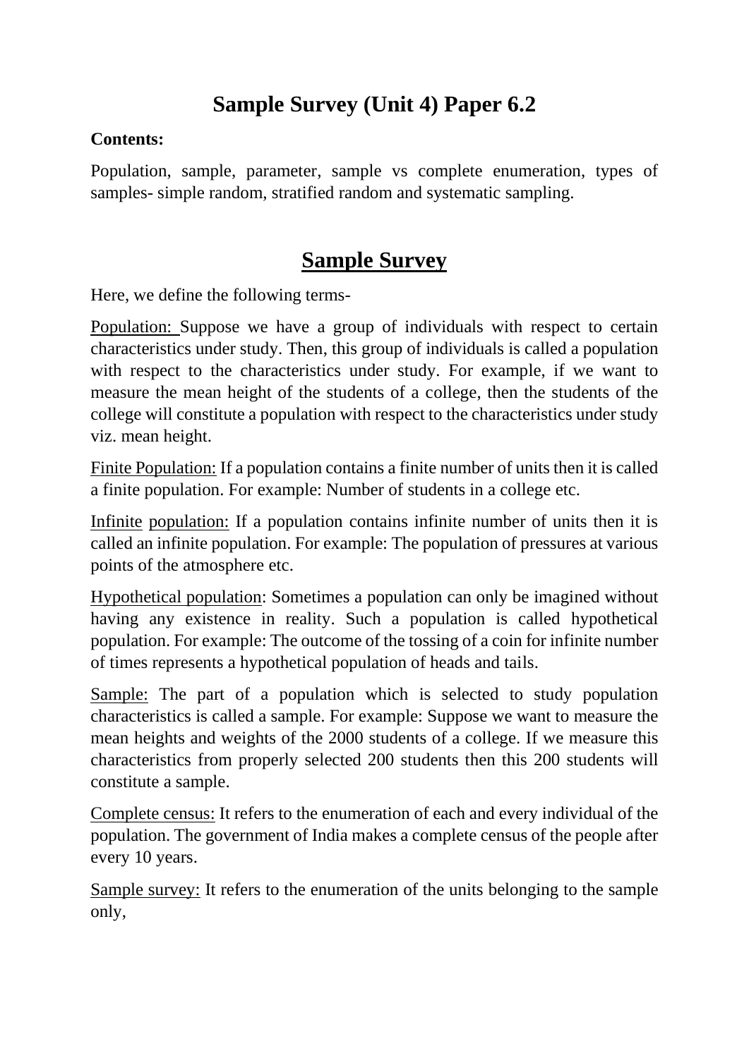# Sample Survey (Unit 4) Paper 6.2

**Contents:**

Population, sample, parameter, sample vs complete enumeration, types of samples- simple random, stratified random and systematic sampling.

## Sample Survey

Here, we define the following terms-

Population: Suppose we have a group of individuals with respect to certain characteristics under study. Then, this group of individuals is called a population with respect to the characteristics under study. For example, if we want to measure the mean height of the students of a college, then the students of the college will constitute a population with respect to the characteristics under study viz. mean height.

Finite Population: If a population contains a finite number of units then it is called a finite population. For example: Number of students in a college etc.

Infinite population: If a population contains infinite number of units then it is called an infinite population. For example: The population of pressures at various points of the atmosphere etc.

Hypothetical population: Sometimes a population can only be imagined without having any existence in reality. Such a population is called hypothetical population. For example: The outcome of the tossing of a coin for infinite number of times represents a hypothetical population of heads and tails.

Sample: The part of a population which is selected to study population characteristics is called a sample. For example: Suppose we want to measure the mean heights and weights of the 2000 students of a college. If we measure this characteristics from properly selected 200 students then this 200 students will constitute a sample.

Complete census: It refers to the enumeration of each and every individual of the population. The government of India makes a complete census of the people after every 10 years.

Sample survey: It refers to the enumeration of the units belonging to the sample only,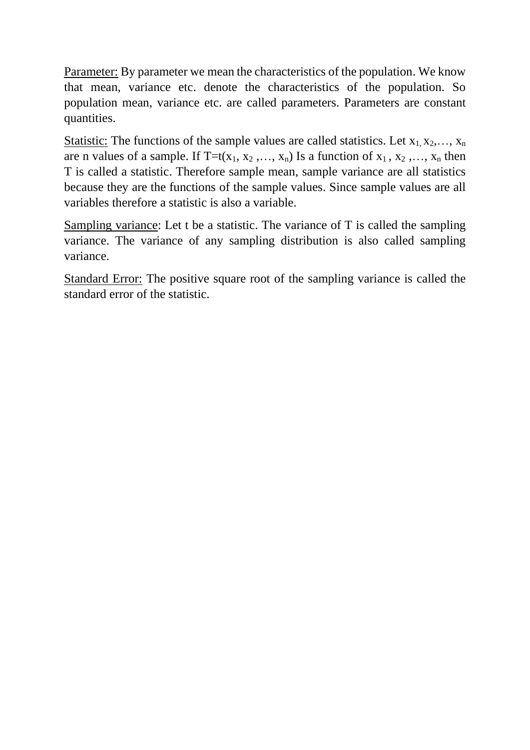<u>Parameter:</u> By parameter we mean the characteristics of the population. We know that mean, variance etc. denote the characteristics of the population. So population mean, variance etc. are called parameters. Parameters are constant quantities.

<u>Statistic:</u> The functions of the sample values are called statistics. Let $x_1, x_2, \ldots, x_n$ are n values of a sample. If $T=t(x_1, x_2, \ldots, x_n)$ Is a function of $x_1, x_2, \ldots, x_n$ then T is called a statistic. Therefore sample mean, sample variance are all statistics because they are the functions of the sample values. Since sample values are all variables therefore a statistic is also a variable.

<u>Sampling variance</u>: Let t be a statistic. The variance of T is called the sampling variance. The variance of any sampling distribution is also called sampling variance.

<u>Standard Error:</u> The positive square root of the sampling variance is called the standard error of the statistic.